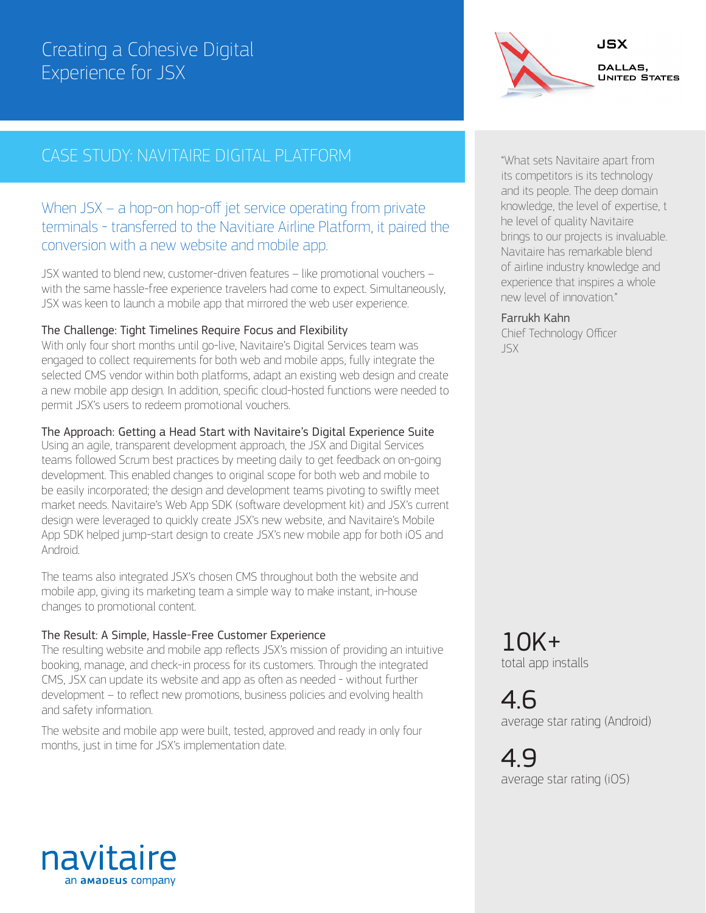# Creating a Cohesive Digital Experience for JSX

**JSX**

**DALLAS, UNITED STATES**

## CASE STUDY: NAVITAIRE DIGITAL PLATFORM

When JSX – a hop-on hop-off jet service operating from private terminals - transferred to the Navitiare Airline Platform, it paired the conversion with a new website and mobile app.

JSX wanted to blend new, customer-driven features – like promotional vouchers – with the same hassle-free experience travelers had come to expect. Simultaneously, JSX was keen to launch a mobile app that mirrored the web user experience.

### The Challenge: Tight Timelines Require Focus and Flexibility

With only four short months until go-live, Navitaire's Digital Services team was engaged to collect requirements for both web and mobile apps, fully integrate the selected CMS vendor within both platforms, adapt an existing web design and create a new mobile app design. In addition, specific cloud-hosted functions were needed to permit JSX's users to redeem promotional vouchers.

### The Approach: Getting a Head Start with Navitaire's Digital Experience Suite

Using an agile, transparent development approach, the JSX and Digital Services teams followed Scrum best practices by meeting daily to get feedback on on-going development. This enabled changes to original scope for both web and mobile to be easily incorporated; the design and development teams pivoting to swiftly meet market needs. Navitaire's Web App SDK (software development kit) and JSX's current design were leveraged to quickly create JSX's new website, and Navitaire's Mobile App SDK helped jump-start design to create JSX's new mobile app for both iOS and Android.

The teams also integrated JSX's chosen CMS throughout both the website and mobile app, giving its marketing team a simple way to make instant, in-house changes to promotional content.

### The Result: A Simple, Hassle-Free Customer Experience

The resulting website and mobile app reflects JSX's mission of providing an intuitive booking, manage, and check-in process for its customers. Through the integrated CMS, JSX can update its website and app as often as needed - without further development – to reflect new promotions, business policies and evolving health and safety information.

The website and mobile app were built, tested, approved and ready in only four months, just in time for JSX's implementation date.

"What sets Navitaire apart from its competitors is its technology and its people. The deep domain knowledge, the level of expertise, t he level of quality Navitaire brings to our projects is invaluable. Navitaire has remarkable blend of airline industry knowledge and experience that inspires a whole new level of innovation."

Farrukh Kahn
Chief Technology Officer
JSX

**10K+**
total app installs

**4.6**
average star rating (Android)

**4.9**
average star rating (iOS)

navitaire
an AMADEUS company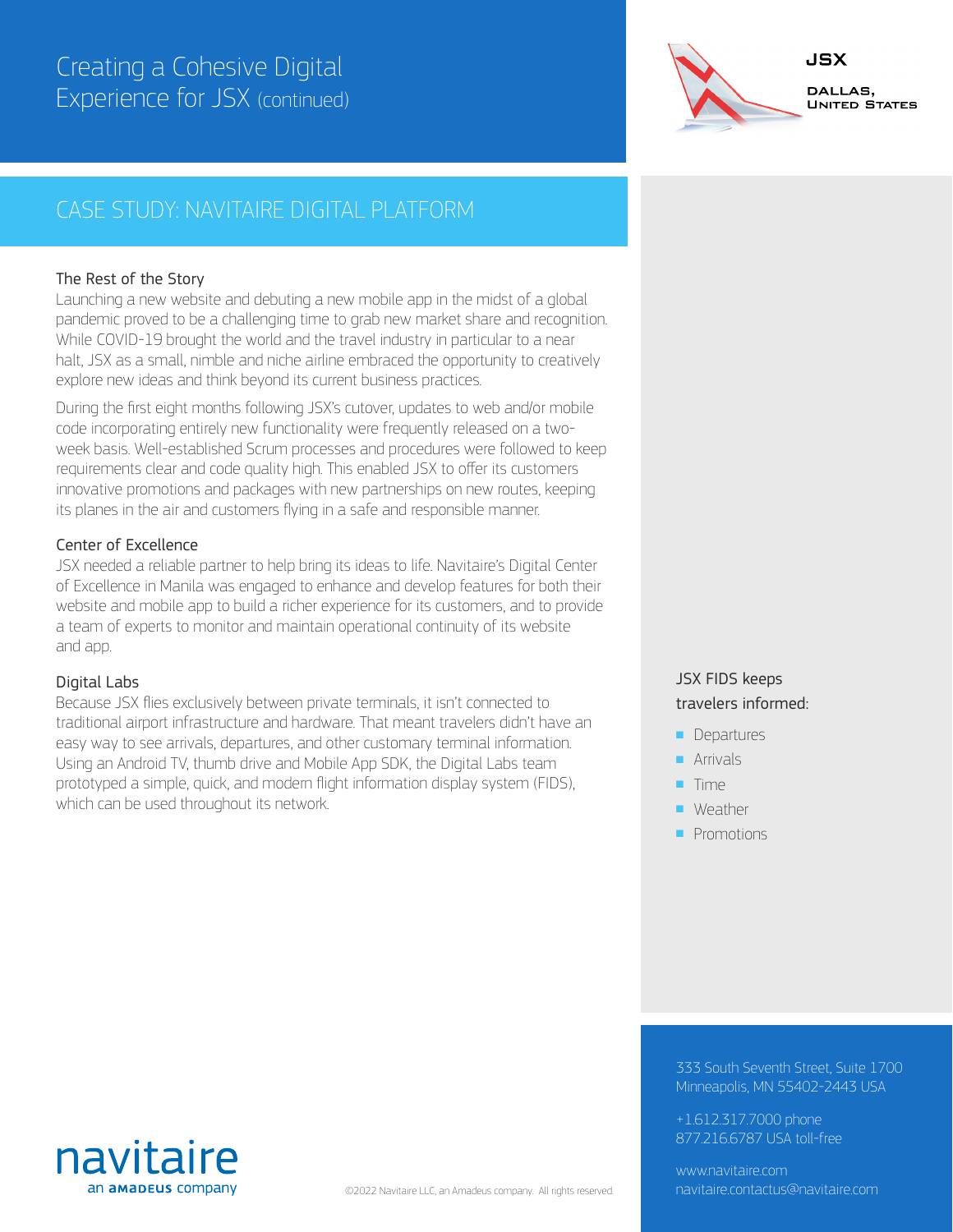# Creating a Cohesive Digital Experience for JSX (continued)

**JSX**

DALLAS, UNITED STATES

## CASE STUDY: NAVITAIRE DIGITAL PLATFORM

### The Rest of the Story

Launching a new website and debuting a new mobile app in the midst of a global pandemic proved to be a challenging time to grab new market share and recognition. While COVID-19 brought the world and the travel industry in particular to a near halt, JSX as a small, nimble and niche airline embraced the opportunity to creatively explore new ideas and think beyond its current business practices.

During the first eight months following JSX's cutover, updates to web and/or mobile code incorporating entirely new functionality were frequently released on a two-week basis. Well-established Scrum processes and procedures were followed to keep requirements clear and code quality high. This enabled JSX to offer its customers innovative promotions and packages with new partnerships on new routes, keeping its planes in the air and customers flying in a safe and responsible manner.

### Center of Excellence

JSX needed a reliable partner to help bring its ideas to life. Navitaire's Digital Center of Excellence in Manila was engaged to enhance and develop features for both their website and mobile app to build a richer experience for its customers, and to provide a team of experts to monitor and maintain operational continuity of its website and app.

### Digital Labs

Because JSX flies exclusively between private terminals, it isn't connected to traditional airport infrastructure and hardware. That meant travelers didn't have an easy way to see arrivals, departures, and other customary terminal information. Using an Android TV, thumb drive and Mobile App SDK, the Digital Labs team prototyped a simple, quick, and modern flight information display system (FIDS), which can be used throughout its network.

JSX FIDS keeps travelers informed:

- Departures
- Arrivals
- Time
- Weather
- Promotions

navitaire
an amadeus company

©2022 Navitaire LLC, an Amadeus company. All rights reserved.

333 South Seventh Street, Suite 1700
Minneapolis, MN 55402-2443 USA

+1.612.317.7000 phone
877.216.6787 USA toll-free

www.navitaire.com
navitaire.contactus@navitaire.com